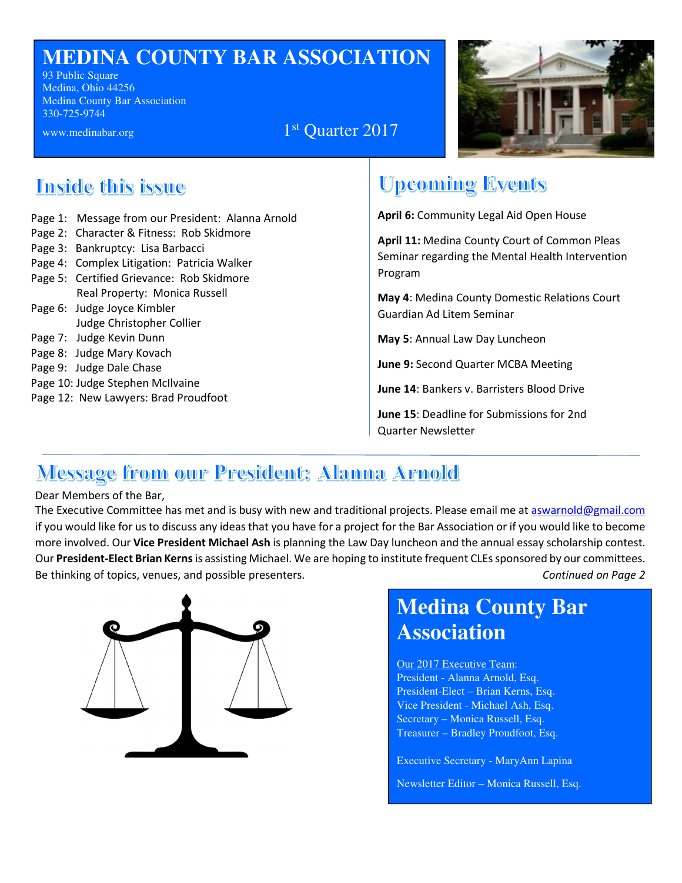# MEDINA COUNTY BAR ASSOCIATION

93 Public Square
Medina, Ohio 44256
Medina County Bar Association
330-725-9744

www.medinabar.org

1st Quarter 2017

## Inside this issue

Page 1: Message from our President: Alanna Arnold
Page 2: Character & Fitness: Rob Skidmore
Page 3: Bankruptcy: Lisa Barbacci
Page 4: Complex Litigation: Patricia Walker
Page 5: Certified Grievance: Rob Skidmore
Real Property: Monica Russell
Page 6: Judge Joyce Kimbler
Judge Christopher Collier
Page 7: Judge Kevin Dunn
Page 8: Judge Mary Kovach
Page 9: Judge Dale Chase
Page 10: Judge Stephen McIlvaine
Page 12: New Lawyers: Brad Proudfoot

## Upcoming Events

**April 6:** Community Legal Aid Open House

**April 11:** Medina County Court of Common Pleas Seminar regarding the Mental Health Intervention Program

**May 4**: Medina County Domestic Relations Court Guardian Ad Litem Seminar

**May 5**: Annual Law Day Luncheon

**June 9:** Second Quarter MCBA Meeting

**June 14**: Bankers v. Barristers Blood Drive

**June 15**: Deadline for Submissions for 2nd Quarter Newsletter

## Message from our President: Alanna Arnold

Dear Members of the Bar,

The Executive Committee has met and is busy with new and traditional projects. Please email me at aswarnold@gmail.com if you would like for us to discuss any ideas that you have for a project for the Bar Association or if you would like to become more involved. Our **Vice President Michael Ash** is planning the Law Day luncheon and the annual essay scholarship contest. Our **President-Elect Brian Kerns** is assisting Michael. We are hoping to institute frequent CLEs sponsored by our committees. Be thinking of topics, venues, and possible presenters.

*Continued on Page 2*

## Medina County Bar Association

Our 2017 Executive Team:
President - Alanna Arnold, Esq.
President-Elect – Brian Kerns, Esq.
Vice President - Michael Ash, Esq.
Secretary – Monica Russell, Esq.
Treasurer – Bradley Proudfoot, Esq.

Executive Secretary - MaryAnn Lapina

Newsletter Editor – Monica Russell, Esq.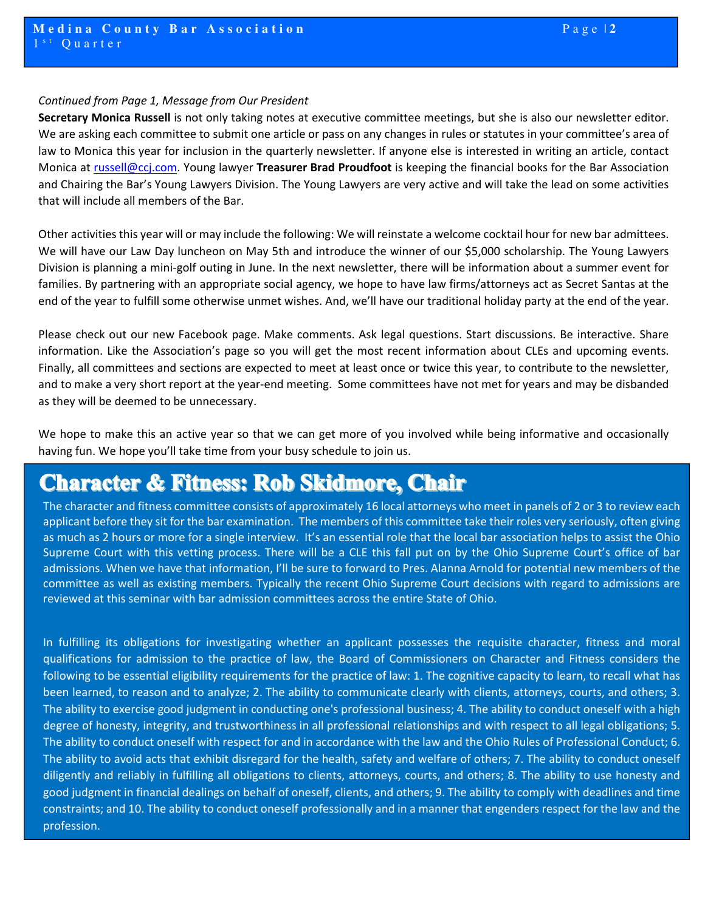*Continued from Page 1, Message from Our President*

**Secretary Monica Russell** is not only taking notes at executive committee meetings, but she is also our newsletter editor. We are asking each committee to submit one article or pass on any changes in rules or statutes in your committee's area of law to Monica this year for inclusion in the quarterly newsletter. If anyone else is interested in writing an article, contact Monica at russell@ccj.com. Young lawyer **Treasurer Brad Proudfoot** is keeping the financial books for the Bar Association and Chairing the Bar's Young Lawyers Division. The Young Lawyers are very active and will take the lead on some activities that will include all members of the Bar.

Other activities this year will or may include the following: We will reinstate a welcome cocktail hour for new bar admittees. We will have our Law Day luncheon on May 5th and introduce the winner of our $5,000 scholarship. The Young Lawyers Division is planning a mini-golf outing in June. In the next newsletter, there will be information about a summer event for families. By partnering with an appropriate social agency, we hope to have law firms/attorneys act as Secret Santas at the end of the year to fulfill some otherwise unmet wishes. And, we'll have our traditional holiday party at the end of the year.

Please check out our new Facebook page. Make comments. Ask legal questions. Start discussions. Be interactive. Share information. Like the Association's page so you will get the most recent information about CLEs and upcoming events. Finally, all committees and sections are expected to meet at least once or twice this year, to contribute to the newsletter, and to make a very short report at the year-end meeting. Some committees have not met for years and may be disbanded as they will be deemed to be unnecessary.

We hope to make this an active year so that we can get more of you involved while being informative and occasionally having fun. We hope you'll take time from your busy schedule to join us.

## Character & Fitness: Rob Skidmore, Chair

The character and fitness committee consists of approximately 16 local attorneys who meet in panels of 2 or 3 to review each applicant before they sit for the bar examination. The members of this committee take their roles very seriously, often giving as much as 2 hours or more for a single interview. It's an essential role that the local bar association helps to assist the Ohio Supreme Court with this vetting process. There will be a CLE this fall put on by the Ohio Supreme Court's office of bar admissions. When we have that information, I'll be sure to forward to Pres. Alanna Arnold for potential new members of the committee as well as existing members. Typically the recent Ohio Supreme Court decisions with regard to admissions are reviewed at this seminar with bar admission committees across the entire State of Ohio.

In fulfilling its obligations for investigating whether an applicant possesses the requisite character, fitness and moral qualifications for admission to the practice of law, the Board of Commissioners on Character and Fitness considers the following to be essential eligibility requirements for the practice of law: 1. The cognitive capacity to learn, to recall what has been learned, to reason and to analyze; 2. The ability to communicate clearly with clients, attorneys, courts, and others; 3. The ability to exercise good judgment in conducting one's professional business; 4. The ability to conduct oneself with a high degree of honesty, integrity, and trustworthiness in all professional relationships and with respect to all legal obligations; 5. The ability to conduct oneself with respect for and in accordance with the law and the Ohio Rules of Professional Conduct; 6. The ability to avoid acts that exhibit disregard for the health, safety and welfare of others; 7. The ability to conduct oneself diligently and reliably in fulfilling all obligations to clients, attorneys, courts, and others; 8. The ability to use honesty and good judgment in financial dealings on behalf of oneself, clients, and others; 9. The ability to comply with deadlines and time constraints; and 10. The ability to conduct oneself professionally and in a manner that engenders respect for the law and the profession.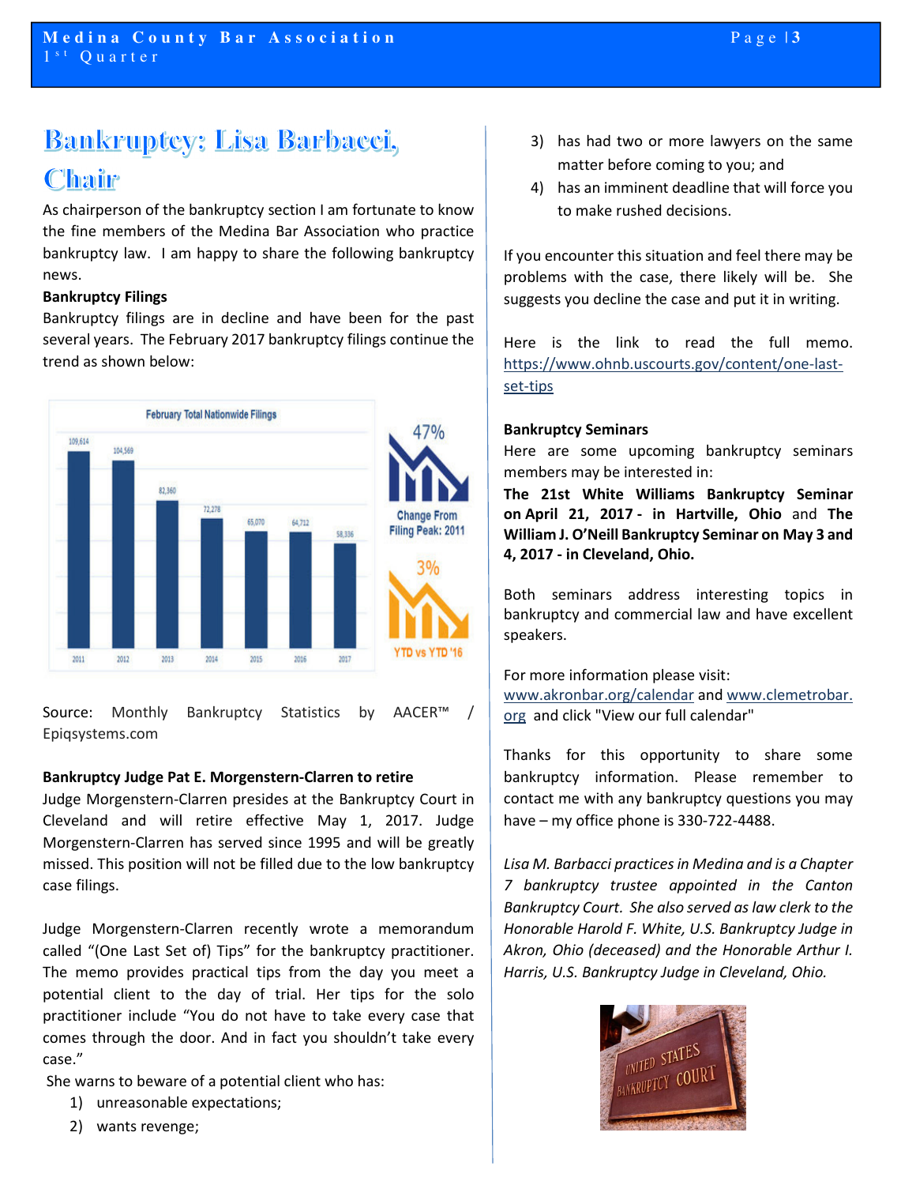# Bankruptcy: Lisa Barbacci, Chair

As chairperson of the bankruptcy section I am fortunate to know the fine members of the Medina Bar Association who practice bankruptcy law. I am happy to share the following bankruptcy news.

**Bankruptcy Filings**

Bankruptcy filings are in decline and have been for the past several years. The February 2017 bankruptcy filings continue the trend as shown below:

February Total Nationwide Filings

| Year | Filings |
|---|---|
| 2011 | 109,614 |
| 2012 | 104,569 |
| 2013 | 82,360 |
| 2014 | 72,278 |
| 2015 | 65,070 |
| 2016 | 64,712 |
| 2017 | 58,336 |

47% Change From Filing Peak: 2011

3% YTD vs YTD '16

Source: Monthly Bankruptcy Statistics by AACER™ / Epiqsystems.com

**Bankruptcy Judge Pat E. Morgenstern-Clarren to retire**

Judge Morgenstern-Clarren presides at the Bankruptcy Court in Cleveland and will retire effective May 1, 2017. Judge Morgenstern-Clarren has served since 1995 and will be greatly missed. This position will not be filled due to the low bankruptcy case filings.

Judge Morgenstern-Clarren recently wrote a memorandum called "(One Last Set of) Tips" for the bankruptcy practitioner. The memo provides practical tips from the day you meet a potential client to the day of trial. Her tips for the solo practitioner include "You do not have to take every case that comes through the door. And in fact you shouldn't take every case."

She warns to beware of a potential client who has:

1) unreasonable expectations;
2) wants revenge;
3) has had two or more lawyers on the same matter before coming to you; and
4) has an imminent deadline that will force you to make rushed decisions.

If you encounter this situation and feel there may be problems with the case, there likely will be. She suggests you decline the case and put it in writing.

Here is the link to read the full memo. https://www.ohnb.uscourts.gov/content/one-last-set-tips

**Bankruptcy Seminars**

Here are some upcoming bankruptcy seminars members may be interested in:

**The 21st White Williams Bankruptcy Seminar on April 21, 2017 - in Hartville, Ohio** and **The William J. O'Neill Bankruptcy Seminar on May 3 and 4, 2017 - in Cleveland, Ohio.**

Both seminars address interesting topics in bankruptcy and commercial law and have excellent speakers.

For more information please visit: www.akronbar.org/calendar and www.clemetrobar.org and click "View our full calendar"

Thanks for this opportunity to share some bankruptcy information. Please remember to contact me with any bankruptcy questions you may have – my office phone is 330-722-4488.

*Lisa M. Barbacci practices in Medina and is a Chapter 7 bankruptcy trustee appointed in the Canton Bankruptcy Court. She also served as law clerk to the Honorable Harold F. White, U.S. Bankruptcy Judge in Akron, Ohio (deceased) and the Honorable Arthur I. Harris, U.S. Bankruptcy Judge in Cleveland, Ohio.*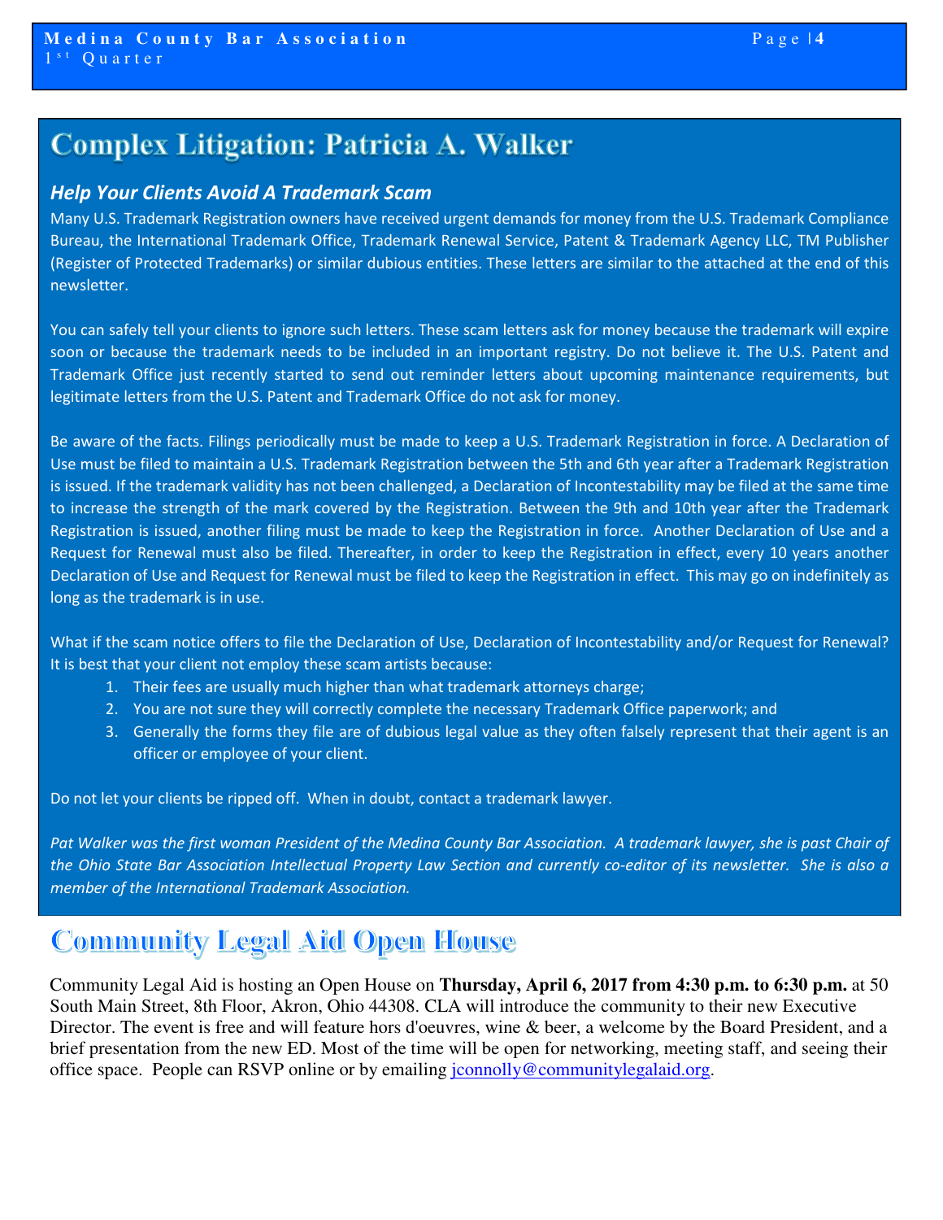## Complex Litigation: Patricia A. Walker

### *Help Your Clients Avoid A Trademark Scam*

Many U.S. Trademark Registration owners have received urgent demands for money from the U.S. Trademark Compliance Bureau, the International Trademark Office, Trademark Renewal Service, Patent & Trademark Agency LLC, TM Publisher (Register of Protected Trademarks) or similar dubious entities. These letters are similar to the attached at the end of this newsletter.

You can safely tell your clients to ignore such letters. These scam letters ask for money because the trademark will expire soon or because the trademark needs to be included in an important registry. Do not believe it. The U.S. Patent and Trademark Office just recently started to send out reminder letters about upcoming maintenance requirements, but legitimate letters from the U.S. Patent and Trademark Office do not ask for money.

Be aware of the facts. Filings periodically must be made to keep a U.S. Trademark Registration in force. A Declaration of Use must be filed to maintain a U.S. Trademark Registration between the 5th and 6th year after a Trademark Registration is issued. If the trademark validity has not been challenged, a Declaration of Incontestability may be filed at the same time to increase the strength of the mark covered by the Registration. Between the 9th and 10th year after the Trademark Registration is issued, another filing must be made to keep the Registration in force. Another Declaration of Use and a Request for Renewal must also be filed. Thereafter, in order to keep the Registration in effect, every 10 years another Declaration of Use and Request for Renewal must be filed to keep the Registration in effect. This may go on indefinitely as long as the trademark is in use.

What if the scam notice offers to file the Declaration of Use, Declaration of Incontestability and/or Request for Renewal? It is best that your client not employ these scam artists because:

1. Their fees are usually much higher than what trademark attorneys charge;
2. You are not sure they will correctly complete the necessary Trademark Office paperwork; and
3. Generally the forms they file are of dubious legal value as they often falsely represent that their agent is an officer or employee of your client.

Do not let your clients be ripped off. When in doubt, contact a trademark lawyer.

*Pat Walker was the first woman President of the Medina County Bar Association. A trademark lawyer, she is past Chair of the Ohio State Bar Association Intellectual Property Law Section and currently co-editor of its newsletter. She is also a member of the International Trademark Association.*

## Community Legal Aid Open House

Community Legal Aid is hosting an Open House on **Thursday, April 6, 2017 from 4:30 p.m. to 6:30 p.m.** at 50 South Main Street, 8th Floor, Akron, Ohio 44308. CLA will introduce the community to their new Executive Director. The event is free and will feature hors d'oeuvres, wine & beer, a welcome by the Board President, and a brief presentation from the new ED. Most of the time will be open for networking, meeting staff, and seeing their office space. People can RSVP online or by emailing jconnolly@communitylegalaid.org.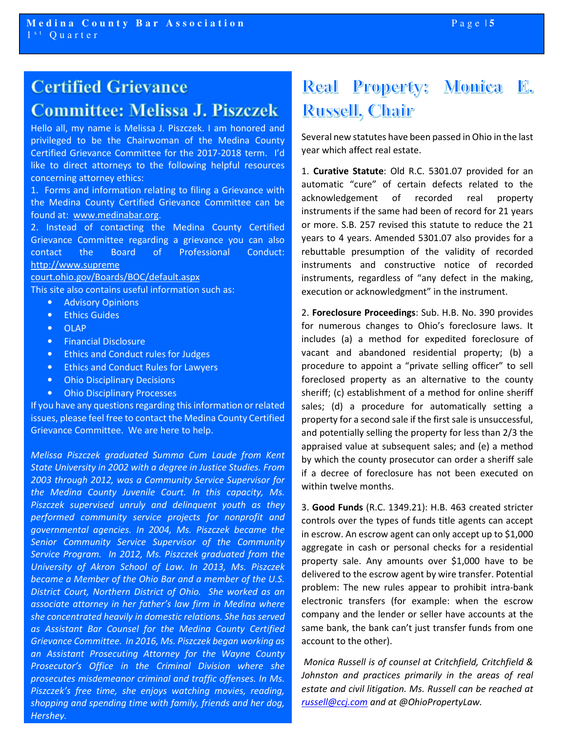## Certified Grievance Committee: Melissa J. Piszczek

Hello all, my name is Melissa J. Piszczek. I am honored and privileged to be the Chairwoman of the Medina County Certified Grievance Committee for the 2017-2018 term. I'd like to direct attorneys to the following helpful resources concerning attorney ethics:

1. Forms and information relating to filing a Grievance with the Medina County Certified Grievance Committee can be found at: www.medinabar.org.
2. Instead of contacting the Medina County Certified Grievance Committee regarding a grievance you can also contact the Board of Professional Conduct: http://www.supremecourt.ohio.gov/Boards/BOC/default.aspx

This site also contains useful information such as:

- Advisory Opinions
- Ethics Guides
- OLAP
- Financial Disclosure
- Ethics and Conduct rules for Judges
- Ethics and Conduct Rules for Lawyers
- Ohio Disciplinary Decisions
- Ohio Disciplinary Processes

If you have any questions regarding this information or related issues, please feel free to contact the Medina County Certified Grievance Committee. We are here to help.

*Melissa Piszczek graduated Summa Cum Laude from Kent State University in 2002 with a degree in Justice Studies. From 2003 through 2012, was a Community Service Supervisor for the Medina County Juvenile Court. In this capacity, Ms. Piszczek supervised unruly and delinquent youth as they performed community service projects for nonprofit and governmental agencies. In 2004, Ms. Piszczek became the Senior Community Service Supervisor of the Community Service Program. In 2012, Ms. Piszczek graduated from the University of Akron School of Law. In 2013, Ms. Piszczek became a Member of the Ohio Bar and a member of the U.S. District Court, Northern District of Ohio. She worked as an associate attorney in her father's law firm in Medina where she concentrated heavily in domestic relations. She has served as Assistant Bar Counsel for the Medina County Certified Grievance Committee. In 2016, Ms. Piszczek began working as an Assistant Prosecuting Attorney for the Wayne County Prosecutor's Office in the Criminal Division where she prosecutes misdemeanor criminal and traffic offenses. In Ms. Piszczek's free time, she enjoys watching movies, reading, shopping and spending time with family, friends and her dog, Hershey.*

## Real Property: Monica E. Russell, Chair

Several new statutes have been passed in Ohio in the last year which affect real estate.

1. **Curative Statute**: Old R.C. 5301.07 provided for an automatic "cure" of certain defects related to the acknowledgement of recorded real property instruments if the same had been of record for 21 years or more. S.B. 257 revised this statute to reduce the 21 years to 4 years. Amended 5301.07 also provides for a rebuttable presumption of the validity of recorded instruments and constructive notice of recorded instruments, regardless of "any defect in the making, execution or acknowledgment" in the instrument.

2. **Foreclosure Proceedings**: Sub. H.B. No. 390 provides for numerous changes to Ohio's foreclosure laws. It includes (a) a method for expedited foreclosure of vacant and abandoned residential property; (b) a procedure to appoint a "private selling officer" to sell foreclosed property as an alternative to the county sheriff; (c) establishment of a method for online sheriff sales; (d) a procedure for automatically setting a property for a second sale if the first sale is unsuccessful, and potentially selling the property for less than 2/3 the appraised value at subsequent sales; and (e) a method by which the county prosecutor can order a sheriff sale if a decree of foreclosure has not been executed on within twelve months.

3. **Good Funds** (R.C. 1349.21): H.B. 463 created stricter controls over the types of funds title agents can accept in escrow. An escrow agent can only accept up to $1,000 aggregate in cash or personal checks for a residential property sale. Any amounts over $1,000 have to be delivered to the escrow agent by wire transfer. Potential problem: The new rules appear to prohibit intra-bank electronic transfers (for example: when the escrow company and the lender or seller have accounts at the same bank, the bank can't just transfer funds from one account to the other).

*Monica Russell is of counsel at Critchfield, Critchfield & Johnston and practices primarily in the areas of real estate and civil litigation. Ms. Russell can be reached at russell@ccj.com and at @OhioPropertyLaw.*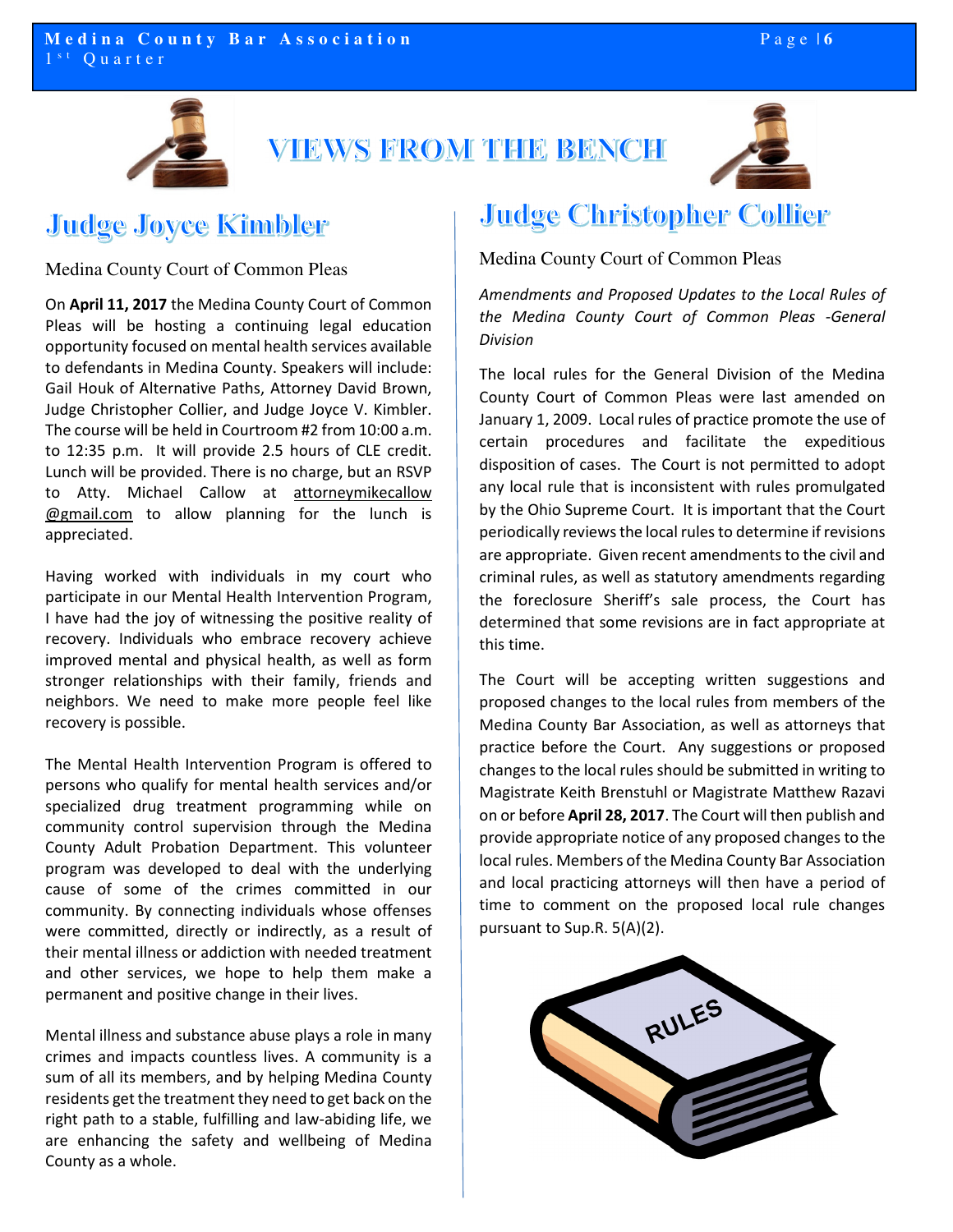# VIEWS FROM THE BENCH

## Judge Joyce Kimbler

Medina County Court of Common Pleas

On **April 11, 2017** the Medina County Court of Common Pleas will be hosting a continuing legal education opportunity focused on mental health services available to defendants in Medina County. Speakers will include: Gail Houk of Alternative Paths, Attorney David Brown, Judge Christopher Collier, and Judge Joyce V. Kimbler. The course will be held in Courtroom #2 from 10:00 a.m. to 12:35 p.m. It will provide 2.5 hours of CLE credit. Lunch will be provided. There is no charge, but an RSVP to Atty. Michael Callow at attorneymikecallow@gmail.com to allow planning for the lunch is appreciated.

Having worked with individuals in my court who participate in our Mental Health Intervention Program, I have had the joy of witnessing the positive reality of recovery. Individuals who embrace recovery achieve improved mental and physical health, as well as form stronger relationships with their family, friends and neighbors. We need to make more people feel like recovery is possible.

The Mental Health Intervention Program is offered to persons who qualify for mental health services and/or specialized drug treatment programming while on community control supervision through the Medina County Adult Probation Department. This volunteer program was developed to deal with the underlying cause of some of the crimes committed in our community. By connecting individuals whose offenses were committed, directly or indirectly, as a result of their mental illness or addiction with needed treatment and other services, we hope to help them make a permanent and positive change in their lives.

Mental illness and substance abuse plays a role in many crimes and impacts countless lives. A community is a sum of all its members, and by helping Medina County residents get the treatment they need to get back on the right path to a stable, fulfilling and law-abiding life, we are enhancing the safety and wellbeing of Medina County as a whole.

## Judge Christopher Collier

Medina County Court of Common Pleas

*Amendments and Proposed Updates to the Local Rules of the Medina County Court of Common Pleas -General Division*

The local rules for the General Division of the Medina County Court of Common Pleas were last amended on January 1, 2009. Local rules of practice promote the use of certain procedures and facilitate the expeditious disposition of cases. The Court is not permitted to adopt any local rule that is inconsistent with rules promulgated by the Ohio Supreme Court. It is important that the Court periodically reviews the local rules to determine if revisions are appropriate. Given recent amendments to the civil and criminal rules, as well as statutory amendments regarding the foreclosure Sheriff's sale process, the Court has determined that some revisions are in fact appropriate at this time.

The Court will be accepting written suggestions and proposed changes to the local rules from members of the Medina County Bar Association, as well as attorneys that practice before the Court. Any suggestions or proposed changes to the local rules should be submitted in writing to Magistrate Keith Brenstuhl or Magistrate Matthew Razavi on or before **April 28, 2017**. The Court will then publish and provide appropriate notice of any proposed changes to the local rules. Members of the Medina County Bar Association and local practicing attorneys will then have a period of time to comment on the proposed local rule changes pursuant to Sup.R. 5(A)(2).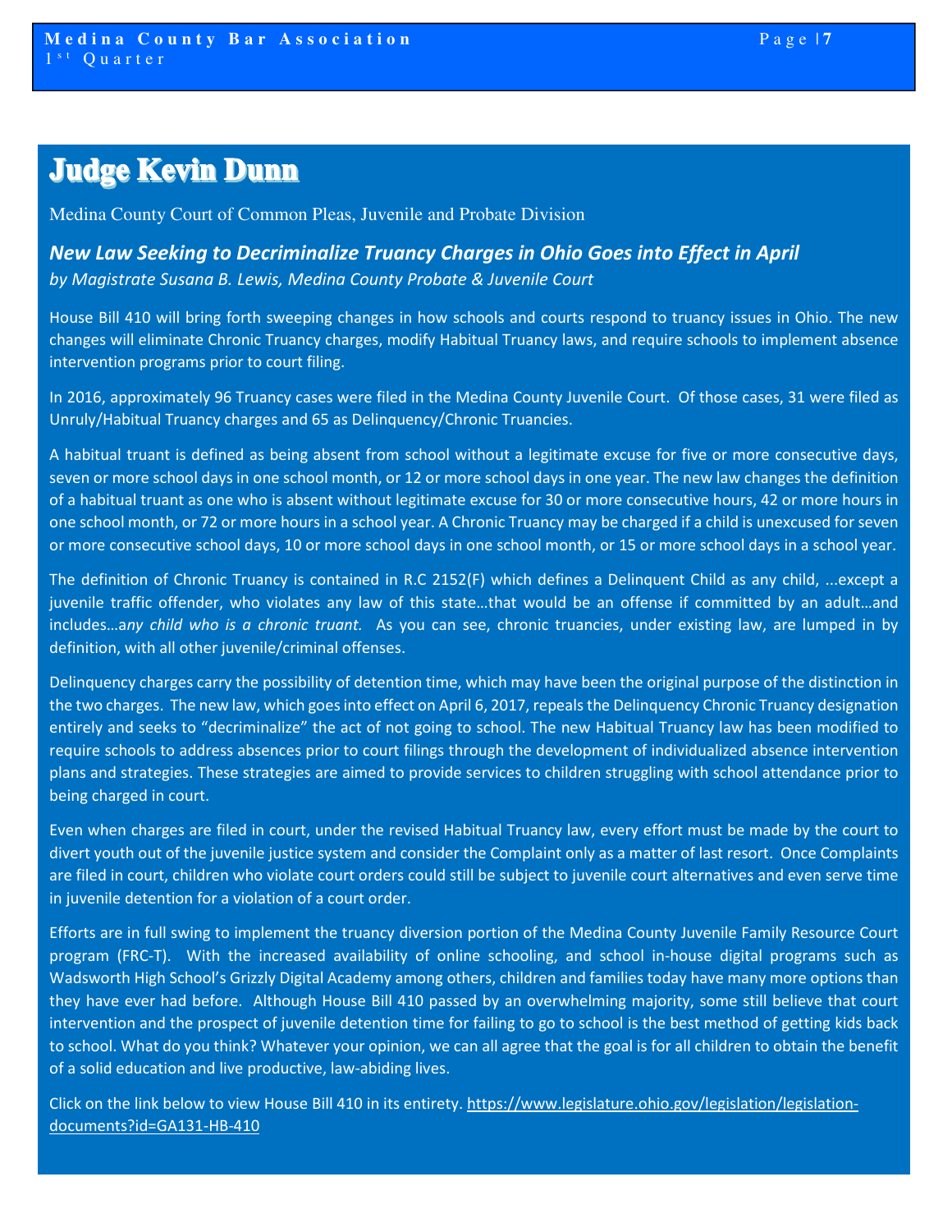# Judge Kevin Dunn

Medina County Court of Common Pleas, Juvenile and Probate Division

## *New Law Seeking to Decriminalize Truancy Charges in Ohio Goes into Effect in April*

*by Magistrate Susana B. Lewis, Medina County Probate & Juvenile Court*

House Bill 410 will bring forth sweeping changes in how schools and courts respond to truancy issues in Ohio. The new changes will eliminate Chronic Truancy charges, modify Habitual Truancy laws, and require schools to implement absence intervention programs prior to court filing.

In 2016, approximately 96 Truancy cases were filed in the Medina County Juvenile Court. Of those cases, 31 were filed as Unruly/Habitual Truancy charges and 65 as Delinquency/Chronic Truancies.

A habitual truant is defined as being absent from school without a legitimate excuse for five or more consecutive days, seven or more school days in one school month, or 12 or more school days in one year. The new law changes the definition of a habitual truant as one who is absent without legitimate excuse for 30 or more consecutive hours, 42 or more hours in one school month, or 72 or more hours in a school year. A Chronic Truancy may be charged if a child is unexcused for seven or more consecutive school days, 10 or more school days in one school month, or 15 or more school days in a school year.

The definition of Chronic Truancy is contained in R.C 2152(F) which defines a Delinquent Child as any child, ...except a juvenile traffic offender, who violates any law of this state…that would be an offense if committed by an adult…and includes…a*ny child who is a chronic truant.* As you can see, chronic truancies, under existing law, are lumped in by definition, with all other juvenile/criminal offenses.

Delinquency charges carry the possibility of detention time, which may have been the original purpose of the distinction in the two charges. The new law, which goes into effect on April 6, 2017, repeals the Delinquency Chronic Truancy designation entirely and seeks to "decriminalize" the act of not going to school. The new Habitual Truancy law has been modified to require schools to address absences prior to court filings through the development of individualized absence intervention plans and strategies. These strategies are aimed to provide services to children struggling with school attendance prior to being charged in court.

Even when charges are filed in court, under the revised Habitual Truancy law, every effort must be made by the court to divert youth out of the juvenile justice system and consider the Complaint only as a matter of last resort. Once Complaints are filed in court, children who violate court orders could still be subject to juvenile court alternatives and even serve time in juvenile detention for a violation of a court order.

Efforts are in full swing to implement the truancy diversion portion of the Medina County Juvenile Family Resource Court program (FRC-T). With the increased availability of online schooling, and school in-house digital programs such as Wadsworth High School's Grizzly Digital Academy among others, children and families today have many more options than they have ever had before. Although House Bill 410 passed by an overwhelming majority, some still believe that court intervention and the prospect of juvenile detention time for failing to go to school is the best method of getting kids back to school. What do you think? Whatever your opinion, we can all agree that the goal is for all children to obtain the benefit of a solid education and live productive, law-abiding lives.

Click on the link below to view House Bill 410 in its entirety. [https://www.legislature.ohio.gov/legislation/legislation-documents?id=GA131-HB-410](https://www.legislature.ohio.gov/legislation/legislation-documents?id=GA131-HB-410)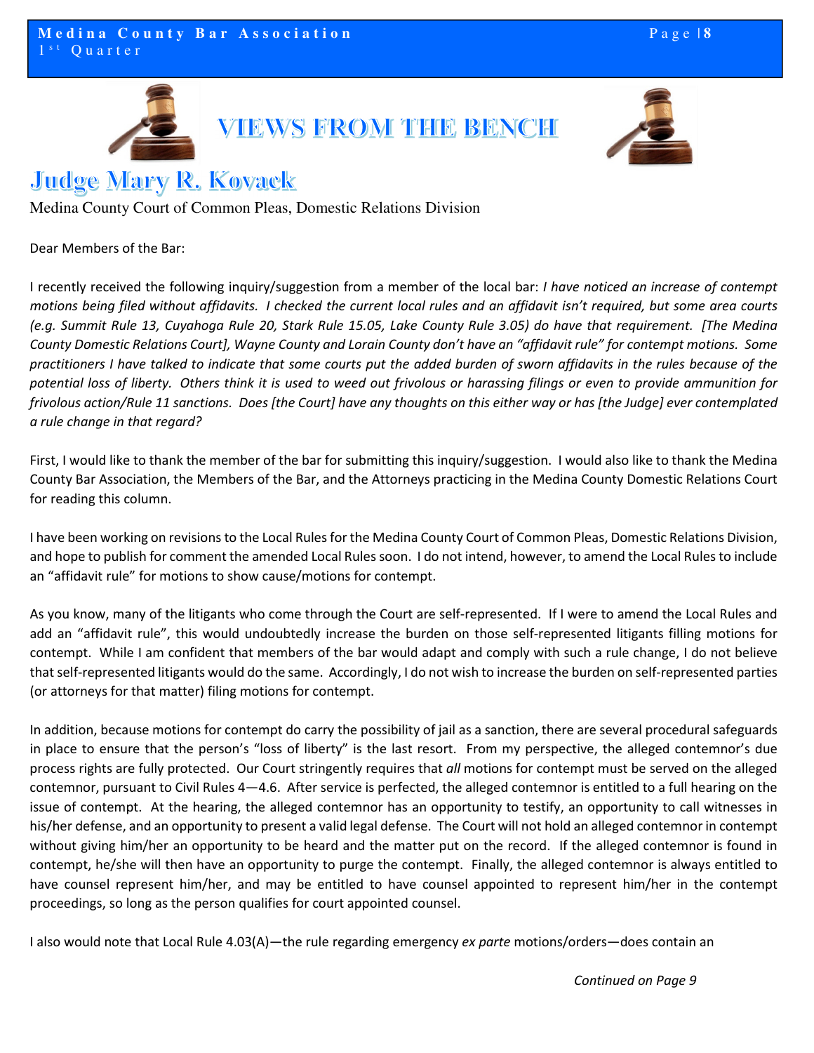# VIEWS FROM THE BENCH

## Judge Mary R. Kovack

Medina County Court of Common Pleas, Domestic Relations Division

Dear Members of the Bar:

I recently received the following inquiry/suggestion from a member of the local bar: *I have noticed an increase of contempt motions being filed without affidavits. I checked the current local rules and an affidavit isn't required, but some area courts (e.g. Summit Rule 13, Cuyahoga Rule 20, Stark Rule 15.05, Lake County Rule 3.05) do have that requirement. [The Medina County Domestic Relations Court], Wayne County and Lorain County don't have an "affidavit rule" for contempt motions. Some practitioners I have talked to indicate that some courts put the added burden of sworn affidavits in the rules because of the potential loss of liberty. Others think it is used to weed out frivolous or harassing filings or even to provide ammunition for frivolous action/Rule 11 sanctions. Does [the Court] have any thoughts on this either way or has [the Judge] ever contemplated a rule change in that regard?*

First, I would like to thank the member of the bar for submitting this inquiry/suggestion. I would also like to thank the Medina County Bar Association, the Members of the Bar, and the Attorneys practicing in the Medina County Domestic Relations Court for reading this column.

I have been working on revisions to the Local Rules for the Medina County Court of Common Pleas, Domestic Relations Division, and hope to publish for comment the amended Local Rules soon. I do not intend, however, to amend the Local Rules to include an "affidavit rule" for motions to show cause/motions for contempt.

As you know, many of the litigants who come through the Court are self-represented. If I were to amend the Local Rules and add an "affidavit rule", this would undoubtedly increase the burden on those self-represented litigants filling motions for contempt. While I am confident that members of the bar would adapt and comply with such a rule change, I do not believe that self-represented litigants would do the same. Accordingly, I do not wish to increase the burden on self-represented parties (or attorneys for that matter) filing motions for contempt.

In addition, because motions for contempt do carry the possibility of jail as a sanction, there are several procedural safeguards in place to ensure that the person's "loss of liberty" is the last resort. From my perspective, the alleged contemnor's due process rights are fully protected. Our Court stringently requires that *all* motions for contempt must be served on the alleged contemnor, pursuant to Civil Rules 4—4.6. After service is perfected, the alleged contemnor is entitled to a full hearing on the issue of contempt. At the hearing, the alleged contemnor has an opportunity to testify, an opportunity to call witnesses in his/her defense, and an opportunity to present a valid legal defense. The Court will not hold an alleged contemnor in contempt without giving him/her an opportunity to be heard and the matter put on the record. If the alleged contemnor is found in contempt, he/she will then have an opportunity to purge the contempt. Finally, the alleged contemnor is always entitled to have counsel represent him/her, and may be entitled to have counsel appointed to represent him/her in the contempt proceedings, so long as the person qualifies for court appointed counsel.

I also would note that Local Rule 4.03(A)—the rule regarding emergency *ex parte* motions/orders—does contain an

*Continued on Page 9*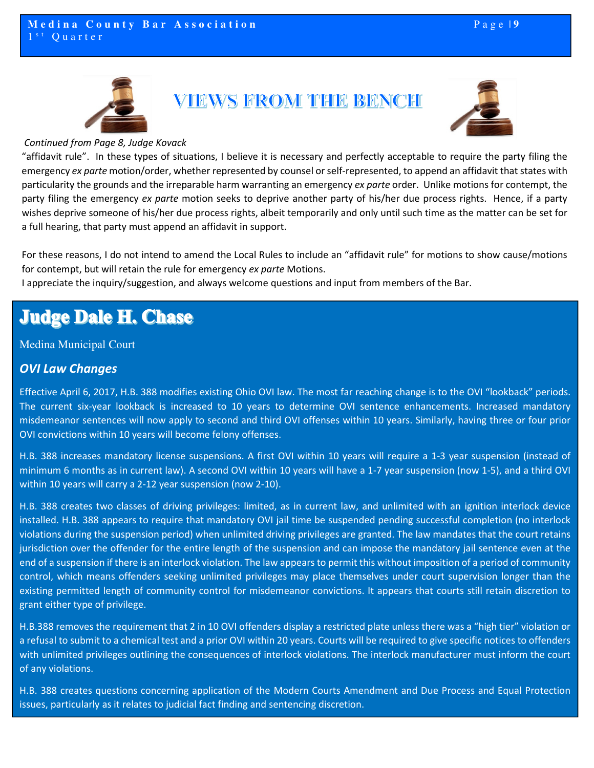# VIEWS FROM THE BENCH

*Continued from Page 8, Judge Kovack*

"affidavit rule". In these types of situations, I believe it is necessary and perfectly acceptable to require the party filing the emergency *ex parte* motion/order, whether represented by counsel or self-represented, to append an affidavit that states with particularity the grounds and the irreparable harm warranting an emergency *ex parte* order. Unlike motions for contempt, the party filing the emergency *ex parte* motion seeks to deprive another party of his/her due process rights. Hence, if a party wishes deprive someone of his/her due process rights, albeit temporarily and only until such time as the matter can be set for a full hearing, that party must append an affidavit in support.

For these reasons, I do not intend to amend the Local Rules to include an "affidavit rule" for motions to show cause/motions for contempt, but will retain the rule for emergency *ex parte* Motions.
I appreciate the inquiry/suggestion, and always welcome questions and input from members of the Bar.

## Judge Dale H. Chase

Medina Municipal Court

### *OVI Law Changes*

Effective April 6, 2017, H.B. 388 modifies existing Ohio OVI law. The most far reaching change is to the OVI "lookback" periods. The current six-year lookback is increased to 10 years to determine OVI sentence enhancements. Increased mandatory misdemeanor sentences will now apply to second and third OVI offenses within 10 years. Similarly, having three or four prior OVI convictions within 10 years will become felony offenses.

H.B. 388 increases mandatory license suspensions. A first OVI within 10 years will require a 1-3 year suspension (instead of minimum 6 months as in current law). A second OVI within 10 years will have a 1-7 year suspension (now 1-5), and a third OVI within 10 years will carry a 2-12 year suspension (now 2-10).

H.B. 388 creates two classes of driving privileges: limited, as in current law, and unlimited with an ignition interlock device installed. H.B. 388 appears to require that mandatory OVI jail time be suspended pending successful completion (no interlock violations during the suspension period) when unlimited driving privileges are granted. The law mandates that the court retains jurisdiction over the offender for the entire length of the suspension and can impose the mandatory jail sentence even at the end of a suspension if there is an interlock violation. The law appears to permit this without imposition of a period of community control, which means offenders seeking unlimited privileges may place themselves under court supervision longer than the existing permitted length of community control for misdemeanor convictions. It appears that courts still retain discretion to grant either type of privilege.

H.B.388 removes the requirement that 2 in 10 OVI offenders display a restricted plate unless there was a "high tier" violation or a refusal to submit to a chemical test and a prior OVI within 20 years. Courts will be required to give specific notices to offenders with unlimited privileges outlining the consequences of interlock violations. The interlock manufacturer must inform the court of any violations.

H.B. 388 creates questions concerning application of the Modern Courts Amendment and Due Process and Equal Protection issues, particularly as it relates to judicial fact finding and sentencing discretion.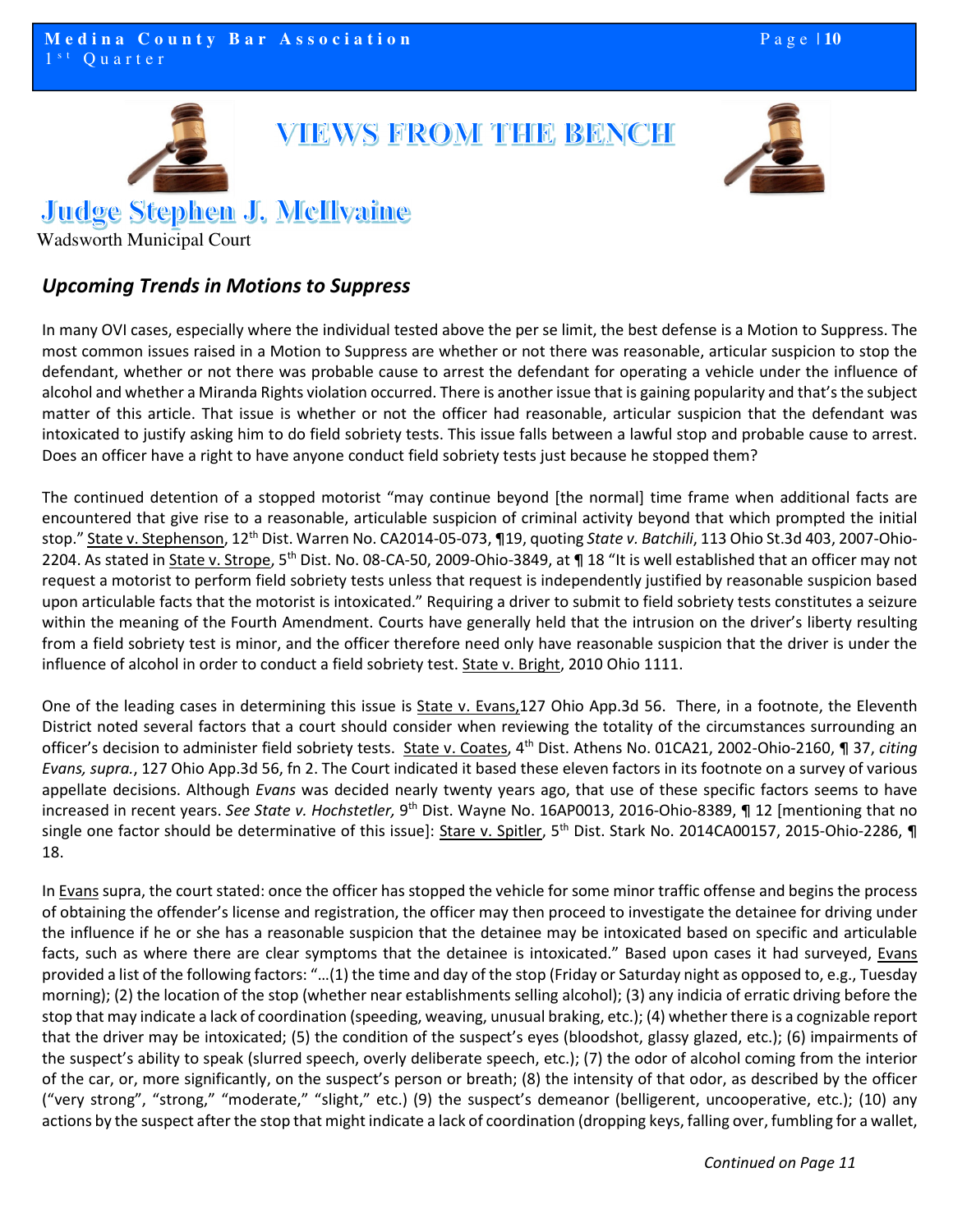# VIEWS FROM THE BENCH

## Judge Stephen J. McIlvaine

Wadsworth Municipal Court

### *Upcoming Trends in Motions to Suppress*

In many OVI cases, especially where the individual tested above the per se limit, the best defense is a Motion to Suppress. The most common issues raised in a Motion to Suppress are whether or not there was reasonable, articular suspicion to stop the defendant, whether or not there was probable cause to arrest the defendant for operating a vehicle under the influence of alcohol and whether a Miranda Rights violation occurred. There is another issue that is gaining popularity and that's the subject matter of this article. That issue is whether or not the officer had reasonable, articular suspicion that the defendant was intoxicated to justify asking him to do field sobriety tests. This issue falls between a lawful stop and probable cause to arrest. Does an officer have a right to have anyone conduct field sobriety tests just because he stopped them?

The continued detention of a stopped motorist "may continue beyond [the normal] time frame when additional facts are encountered that give rise to a reasonable, articulable suspicion of criminal activity beyond that which prompted the initial stop." State v. Stephenson, 12th Dist. Warren No. CA2014-05-073, ¶19, quoting *State v. Batchili*, 113 Ohio St.3d 403, 2007-Ohio-2204. As stated in State v. Strope, 5th Dist. No. 08-CA-50, 2009-Ohio-3849, at ¶ 18 "It is well established that an officer may not request a motorist to perform field sobriety tests unless that request is independently justified by reasonable suspicion based upon articulable facts that the motorist is intoxicated." Requiring a driver to submit to field sobriety tests constitutes a seizure within the meaning of the Fourth Amendment. Courts have generally held that the intrusion on the driver's liberty resulting from a field sobriety test is minor, and the officer therefore need only have reasonable suspicion that the driver is under the influence of alcohol in order to conduct a field sobriety test. State v. Bright, 2010 Ohio 1111.

One of the leading cases in determining this issue is State v. Evans,127 Ohio App.3d 56. There, in a footnote, the Eleventh District noted several factors that a court should consider when reviewing the totality of the circumstances surrounding an officer's decision to administer field sobriety tests. State v. Coates, 4th Dist. Athens No. 01CA21, 2002-Ohio-2160, ¶ 37, *citing Evans, supra.*, 127 Ohio App.3d 56, fn 2. The Court indicated it based these eleven factors in its footnote on a survey of various appellate decisions. Although *Evans* was decided nearly twenty years ago, that use of these specific factors seems to have increased in recent years. *See State v. Hochstetler,* 9th Dist. Wayne No. 16AP0013, 2016-Ohio-8389, ¶ 12 [mentioning that no single one factor should be determinative of this issue]: Stare v. Spitler, 5th Dist. Stark No. 2014CA00157, 2015-Ohio-2286, ¶ 18.

In Evans supra, the court stated: once the officer has stopped the vehicle for some minor traffic offense and begins the process of obtaining the offender's license and registration, the officer may then proceed to investigate the detainee for driving under the influence if he or she has a reasonable suspicion that the detainee may be intoxicated based on specific and articulable facts, such as where there are clear symptoms that the detainee is intoxicated." Based upon cases it had surveyed, Evans provided a list of the following factors: "…(1) the time and day of the stop (Friday or Saturday night as opposed to, e.g., Tuesday morning); (2) the location of the stop (whether near establishments selling alcohol); (3) any indicia of erratic driving before the stop that may indicate a lack of coordination (speeding, weaving, unusual braking, etc.); (4) whether there is a cognizable report that the driver may be intoxicated; (5) the condition of the suspect's eyes (bloodshot, glassy glazed, etc.); (6) impairments of the suspect's ability to speak (slurred speech, overly deliberate speech, etc.); (7) the odor of alcohol coming from the interior of the car, or, more significantly, on the suspect's person or breath; (8) the intensity of that odor, as described by the officer ("very strong", "strong," "moderate," "slight," etc.) (9) the suspect's demeanor (belligerent, uncooperative, etc.); (10) any actions by the suspect after the stop that might indicate a lack of coordination (dropping keys, falling over, fumbling for a wallet,

*Continued on Page 11*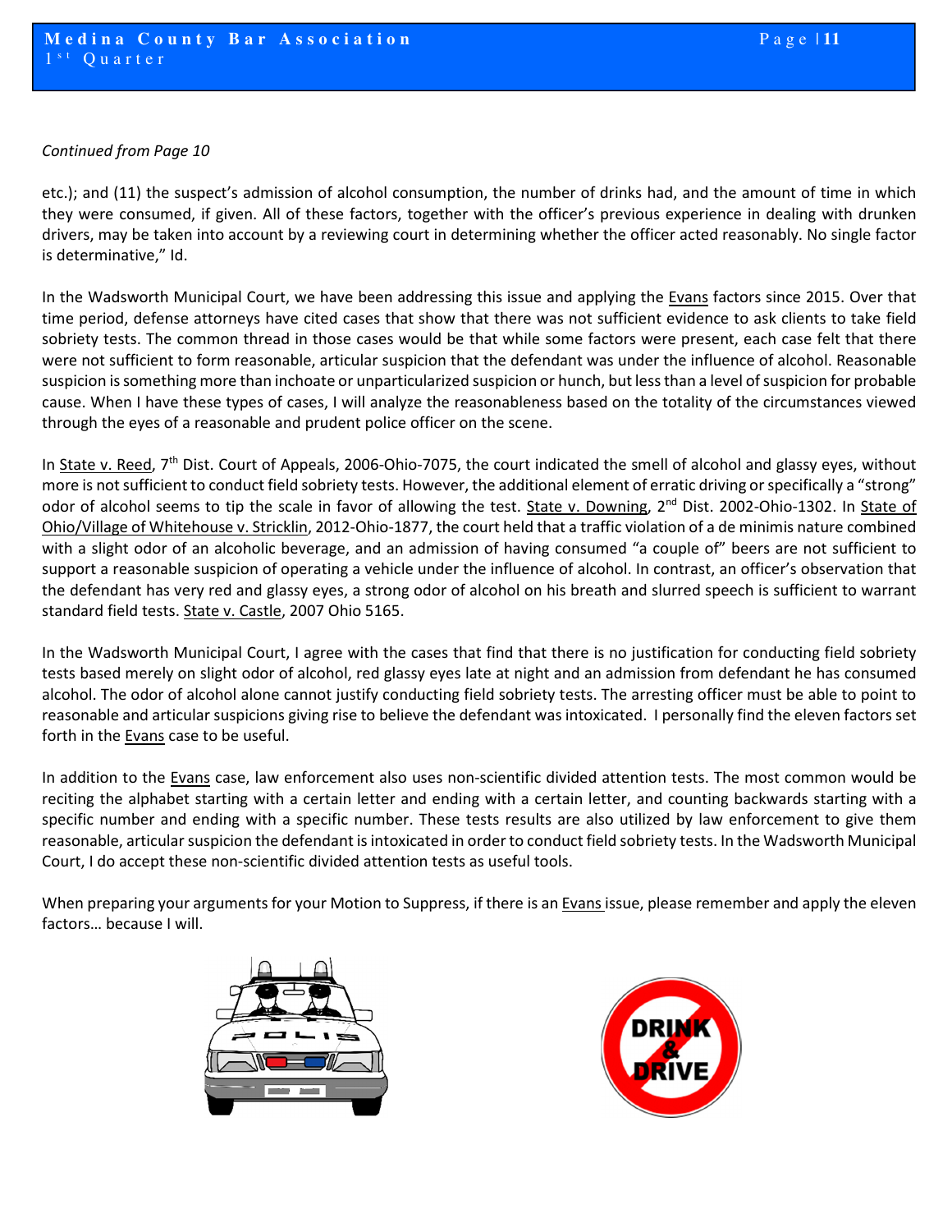*Continued from Page 10*

etc.); and (11) the suspect's admission of alcohol consumption, the number of drinks had, and the amount of time in which they were consumed, if given. All of these factors, together with the officer's previous experience in dealing with drunken drivers, may be taken into account by a reviewing court in determining whether the officer acted reasonably. No single factor is determinative," Id.

In the Wadsworth Municipal Court, we have been addressing this issue and applying the Evans factors since 2015. Over that time period, defense attorneys have cited cases that show that there was not sufficient evidence to ask clients to take field sobriety tests. The common thread in those cases would be that while some factors were present, each case felt that there were not sufficient to form reasonable, articular suspicion that the defendant was under the influence of alcohol. Reasonable suspicion is something more than inchoate or unparticularized suspicion or hunch, but less than a level of suspicion for probable cause. When I have these types of cases, I will analyze the reasonableness based on the totality of the circumstances viewed through the eyes of a reasonable and prudent police officer on the scene.

In State v. Reed, 7th Dist. Court of Appeals, 2006-Ohio-7075, the court indicated the smell of alcohol and glassy eyes, without more is not sufficient to conduct field sobriety tests. However, the additional element of erratic driving or specifically a "strong" odor of alcohol seems to tip the scale in favor of allowing the test. State v. Downing, 2nd Dist. 2002-Ohio-1302. In State of Ohio/Village of Whitehouse v. Stricklin, 2012-Ohio-1877, the court held that a traffic violation of a de minimis nature combined with a slight odor of an alcoholic beverage, and an admission of having consumed "a couple of" beers are not sufficient to support a reasonable suspicion of operating a vehicle under the influence of alcohol. In contrast, an officer's observation that the defendant has very red and glassy eyes, a strong odor of alcohol on his breath and slurred speech is sufficient to warrant standard field tests. State v. Castle, 2007 Ohio 5165.

In the Wadsworth Municipal Court, I agree with the cases that find that there is no justification for conducting field sobriety tests based merely on slight odor of alcohol, red glassy eyes late at night and an admission from defendant he has consumed alcohol. The odor of alcohol alone cannot justify conducting field sobriety tests. The arresting officer must be able to point to reasonable and articular suspicions giving rise to believe the defendant was intoxicated. I personally find the eleven factors set forth in the Evans case to be useful.

In addition to the Evans case, law enforcement also uses non-scientific divided attention tests. The most common would be reciting the alphabet starting with a certain letter and ending with a certain letter, and counting backwards starting with a specific number and ending with a specific number. These tests results are also utilized by law enforcement to give them reasonable, articular suspicion the defendant is intoxicated in order to conduct field sobriety tests. In the Wadsworth Municipal Court, I do accept these non-scientific divided attention tests as useful tools.

When preparing your arguments for your Motion to Suppress, if there is an Evans issue, please remember and apply the eleven factors… because I will.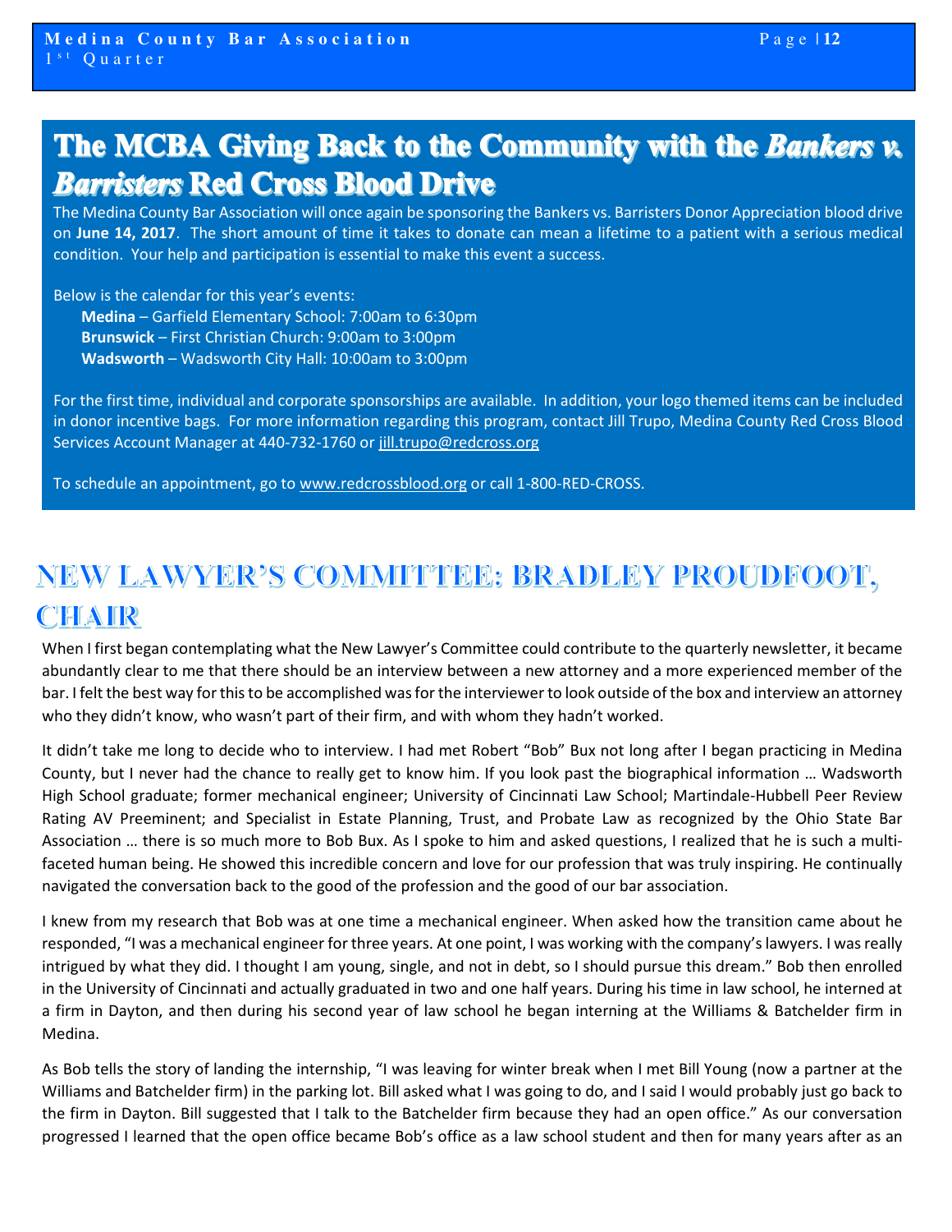## The MCBA Giving Back to the Community with the *Bankers v. Barristers* Red Cross Blood Drive

The Medina County Bar Association will once again be sponsoring the Bankers vs. Barristers Donor Appreciation blood drive on **June 14, 2017**. The short amount of time it takes to donate can mean a lifetime to a patient with a serious medical condition. Your help and participation is essential to make this event a success.

Below is the calendar for this year's events:

- **Medina** – Garfield Elementary School: 7:00am to 6:30pm
- **Brunswick** – First Christian Church: 9:00am to 3:00pm
- **Wadsworth** – Wadsworth City Hall: 10:00am to 3:00pm

For the first time, individual and corporate sponsorships are available. In addition, your logo themed items can be included in donor incentive bags. For more information regarding this program, contact Jill Trupo, Medina County Red Cross Blood Services Account Manager at 440-732-1760 or jill.trupo@redcross.org

To schedule an appointment, go to www.redcrossblood.org or call 1-800-RED-CROSS.

## NEW LAWYER'S COMMITTEE: BRADLEY PROUDFOOT, CHAIR

When I first began contemplating what the New Lawyer's Committee could contribute to the quarterly newsletter, it became abundantly clear to me that there should be an interview between a new attorney and a more experienced member of the bar. I felt the best way for this to be accomplished was for the interviewer to look outside of the box and interview an attorney who they didn't know, who wasn't part of their firm, and with whom they hadn't worked.

It didn't take me long to decide who to interview. I had met Robert "Bob" Bux not long after I began practicing in Medina County, but I never had the chance to really get to know him. If you look past the biographical information … Wadsworth High School graduate; former mechanical engineer; University of Cincinnati Law School; Martindale-Hubbell Peer Review Rating AV Preeminent; and Specialist in Estate Planning, Trust, and Probate Law as recognized by the Ohio State Bar Association … there is so much more to Bob Bux. As I spoke to him and asked questions, I realized that he is such a multi-faceted human being. He showed this incredible concern and love for our profession that was truly inspiring. He continually navigated the conversation back to the good of the profession and the good of our bar association.

I knew from my research that Bob was at one time a mechanical engineer. When asked how the transition came about he responded, "I was a mechanical engineer for three years. At one point, I was working with the company's lawyers. I was really intrigued by what they did. I thought I am young, single, and not in debt, so I should pursue this dream." Bob then enrolled in the University of Cincinnati and actually graduated in two and one half years. During his time in law school, he interned at a firm in Dayton, and then during his second year of law school he began interning at the Williams & Batchelder firm in Medina.

As Bob tells the story of landing the internship, "I was leaving for winter break when I met Bill Young (now a partner at the Williams and Batchelder firm) in the parking lot. Bill asked what I was going to do, and I said I would probably just go back to the firm in Dayton. Bill suggested that I talk to the Batchelder firm because they had an open office." As our conversation progressed I learned that the open office became Bob's office as a law school student and then for many years after as an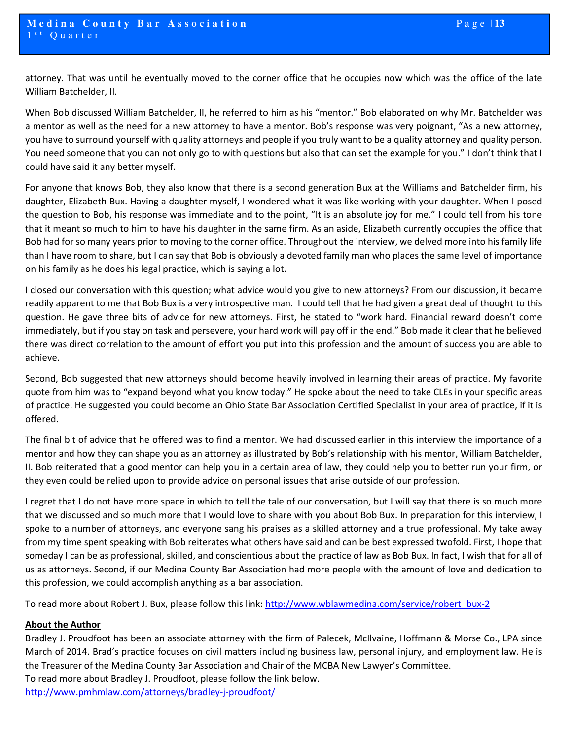attorney. That was until he eventually moved to the corner office that he occupies now which was the office of the late William Batchelder, II.

When Bob discussed William Batchelder, II, he referred to him as his "mentor." Bob elaborated on why Mr. Batchelder was a mentor as well as the need for a new attorney to have a mentor. Bob's response was very poignant, "As a new attorney, you have to surround yourself with quality attorneys and people if you truly want to be a quality attorney and quality person. You need someone that you can not only go to with questions but also that can set the example for you." I don't think that I could have said it any better myself.

For anyone that knows Bob, they also know that there is a second generation Bux at the Williams and Batchelder firm, his daughter, Elizabeth Bux. Having a daughter myself, I wondered what it was like working with your daughter. When I posed the question to Bob, his response was immediate and to the point, "It is an absolute joy for me." I could tell from his tone that it meant so much to him to have his daughter in the same firm. As an aside, Elizabeth currently occupies the office that Bob had for so many years prior to moving to the corner office. Throughout the interview, we delved more into his family life than I have room to share, but I can say that Bob is obviously a devoted family man who places the same level of importance on his family as he does his legal practice, which is saying a lot.

I closed our conversation with this question; what advice would you give to new attorneys? From our discussion, it became readily apparent to me that Bob Bux is a very introspective man. I could tell that he had given a great deal of thought to this question. He gave three bits of advice for new attorneys. First, he stated to "work hard. Financial reward doesn't come immediately, but if you stay on task and persevere, your hard work will pay off in the end." Bob made it clear that he believed there was direct correlation to the amount of effort you put into this profession and the amount of success you are able to achieve.

Second, Bob suggested that new attorneys should become heavily involved in learning their areas of practice. My favorite quote from him was to "expand beyond what you know today." He spoke about the need to take CLEs in your specific areas of practice. He suggested you could become an Ohio State Bar Association Certified Specialist in your area of practice, if it is offered.

The final bit of advice that he offered was to find a mentor. We had discussed earlier in this interview the importance of a mentor and how they can shape you as an attorney as illustrated by Bob's relationship with his mentor, William Batchelder, II. Bob reiterated that a good mentor can help you in a certain area of law, they could help you to better run your firm, or they even could be relied upon to provide advice on personal issues that arise outside of our profession.

I regret that I do not have more space in which to tell the tale of our conversation, but I will say that there is so much more that we discussed and so much more that I would love to share with you about Bob Bux. In preparation for this interview, I spoke to a number of attorneys, and everyone sang his praises as a skilled attorney and a true professional. My take away from my time spent speaking with Bob reiterates what others have said and can be best expressed twofold. First, I hope that someday I can be as professional, skilled, and conscientious about the practice of law as Bob Bux. In fact, I wish that for all of us as attorneys. Second, if our Medina County Bar Association had more people with the amount of love and dedication to this profession, we could accomplish anything as a bar association.

To read more about Robert J. Bux, please follow this link: [http://www.wblawmedina.com/service/robert_bux-2](http://www.wblawmedina.com/service/robert_bux-2)

**About the Author**

Bradley J. Proudfoot has been an associate attorney with the firm of Palecek, McIlvaine, Hoffmann & Morse Co., LPA since March of 2014. Brad's practice focuses on civil matters including business law, personal injury, and employment law. He is the Treasurer of the Medina County Bar Association and Chair of the MCBA New Lawyer's Committee.
To read more about Bradley J. Proudfoot, please follow the link below.
[http://www.pmhmlaw.com/attorneys/bradley-j-proudfoot/](http://www.pmhmlaw.com/attorneys/bradley-j-proudfoot/)